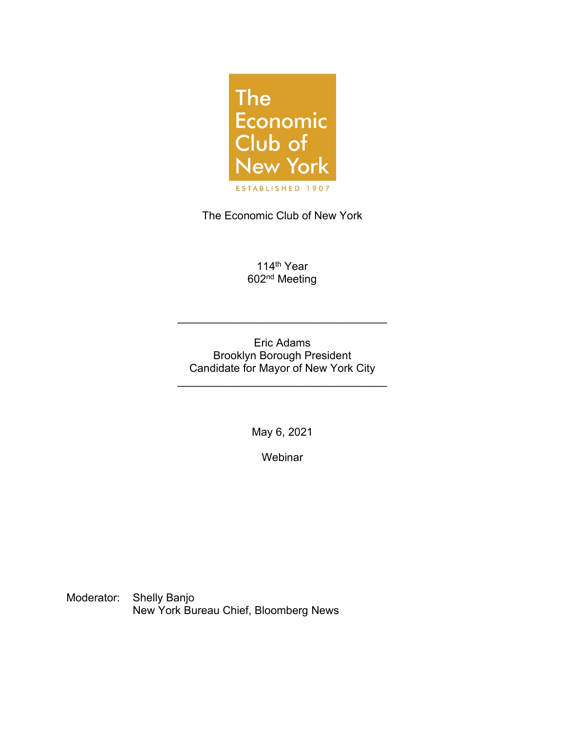The Economic Club of New York

ESTABLISHED 1907

The Economic Club of New York

114th Year
602nd Meeting

---

Eric Adams
Brooklyn Borough President
Candidate for Mayor of New York City

---

May 6, 2021

Webinar

Moderator: Shelly Banjo
New York Bureau Chief, Bloomberg News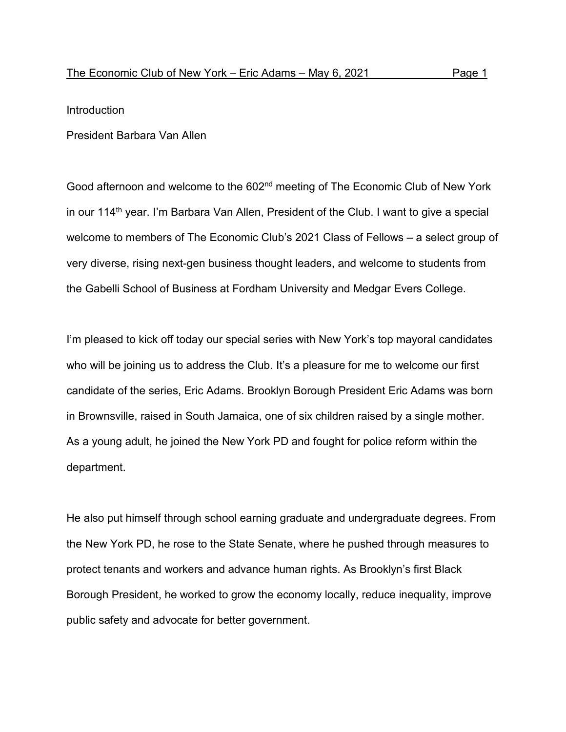Introduction

President Barbara Van Allen

Good afternoon and welcome to the 602nd meeting of The Economic Club of New York in our 114th year. I'm Barbara Van Allen, President of the Club. I want to give a special welcome to members of The Economic Club's 2021 Class of Fellows – a select group of very diverse, rising next-gen business thought leaders, and welcome to students from the Gabelli School of Business at Fordham University and Medgar Evers College.

I'm pleased to kick off today our special series with New York's top mayoral candidates who will be joining us to address the Club. It's a pleasure for me to welcome our first candidate of the series, Eric Adams. Brooklyn Borough President Eric Adams was born in Brownsville, raised in South Jamaica, one of six children raised by a single mother. As a young adult, he joined the New York PD and fought for police reform within the department.

He also put himself through school earning graduate and undergraduate degrees. From the New York PD, he rose to the State Senate, where he pushed through measures to protect tenants and workers and advance human rights. As Brooklyn's first Black Borough President, he worked to grow the economy locally, reduce inequality, improve public safety and advocate for better government.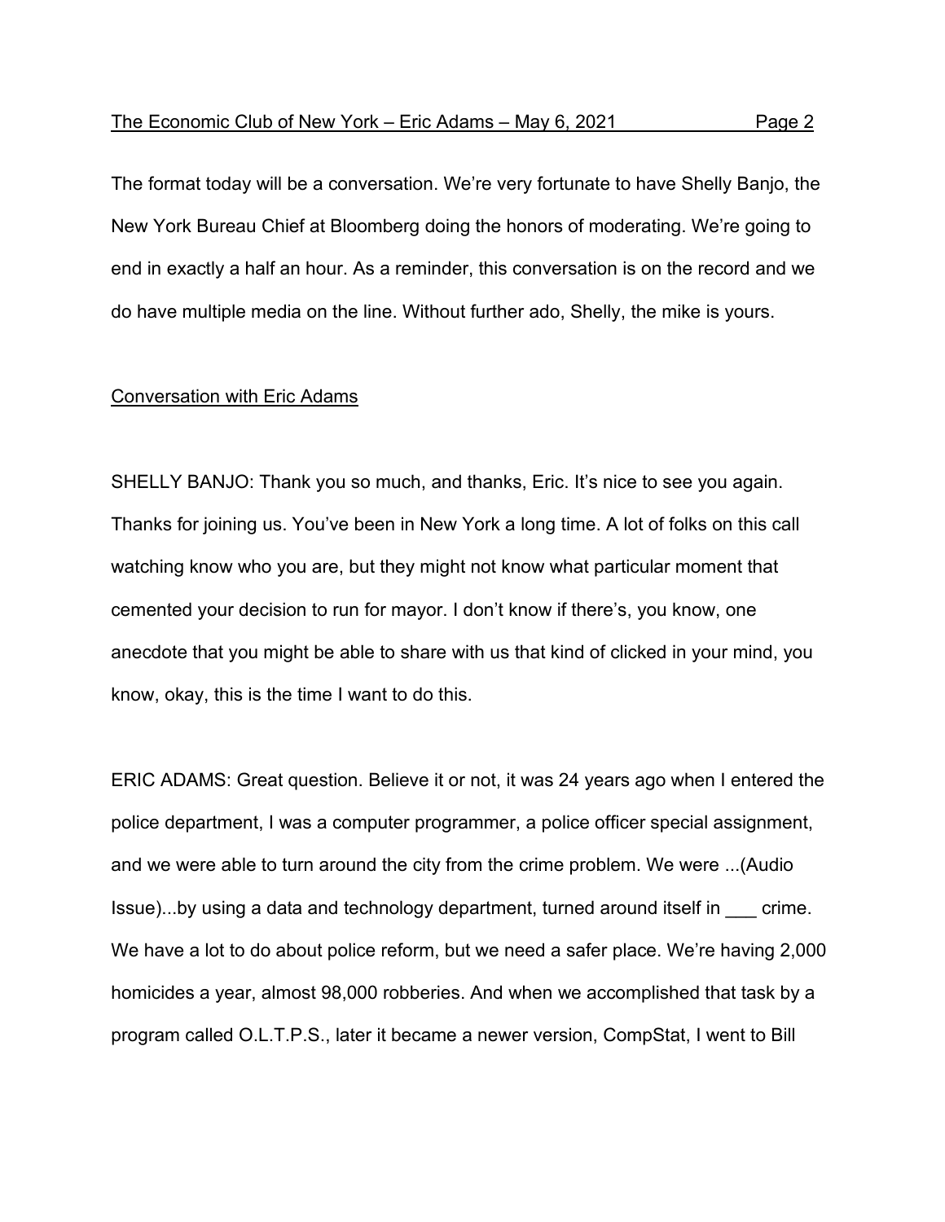The format today will be a conversation. We're very fortunate to have Shelly Banjo, the New York Bureau Chief at Bloomberg doing the honors of moderating. We're going to end in exactly a half an hour. As a reminder, this conversation is on the record and we do have multiple media on the line. Without further ado, Shelly, the mike is yours.

## Conversation with Eric Adams

SHELLY BANJO: Thank you so much, and thanks, Eric. It's nice to see you again. Thanks for joining us. You've been in New York a long time. A lot of folks on this call watching know who you are, but they might not know what particular moment that cemented your decision to run for mayor. I don't know if there's, you know, one anecdote that you might be able to share with us that kind of clicked in your mind, you know, okay, this is the time I want to do this.

ERIC ADAMS: Great question. Believe it or not, it was 24 years ago when I entered the police department, I was a computer programmer, a police officer special assignment, and we were able to turn around the city from the crime problem. We were ...(Audio Issue)...by using a data and technology department, turned around itself in ___ crime. We have a lot to do about police reform, but we need a safer place. We're having 2,000 homicides a year, almost 98,000 robberies. And when we accomplished that task by a program called O.L.T.P.S., later it became a newer version, CompStat, I went to Bill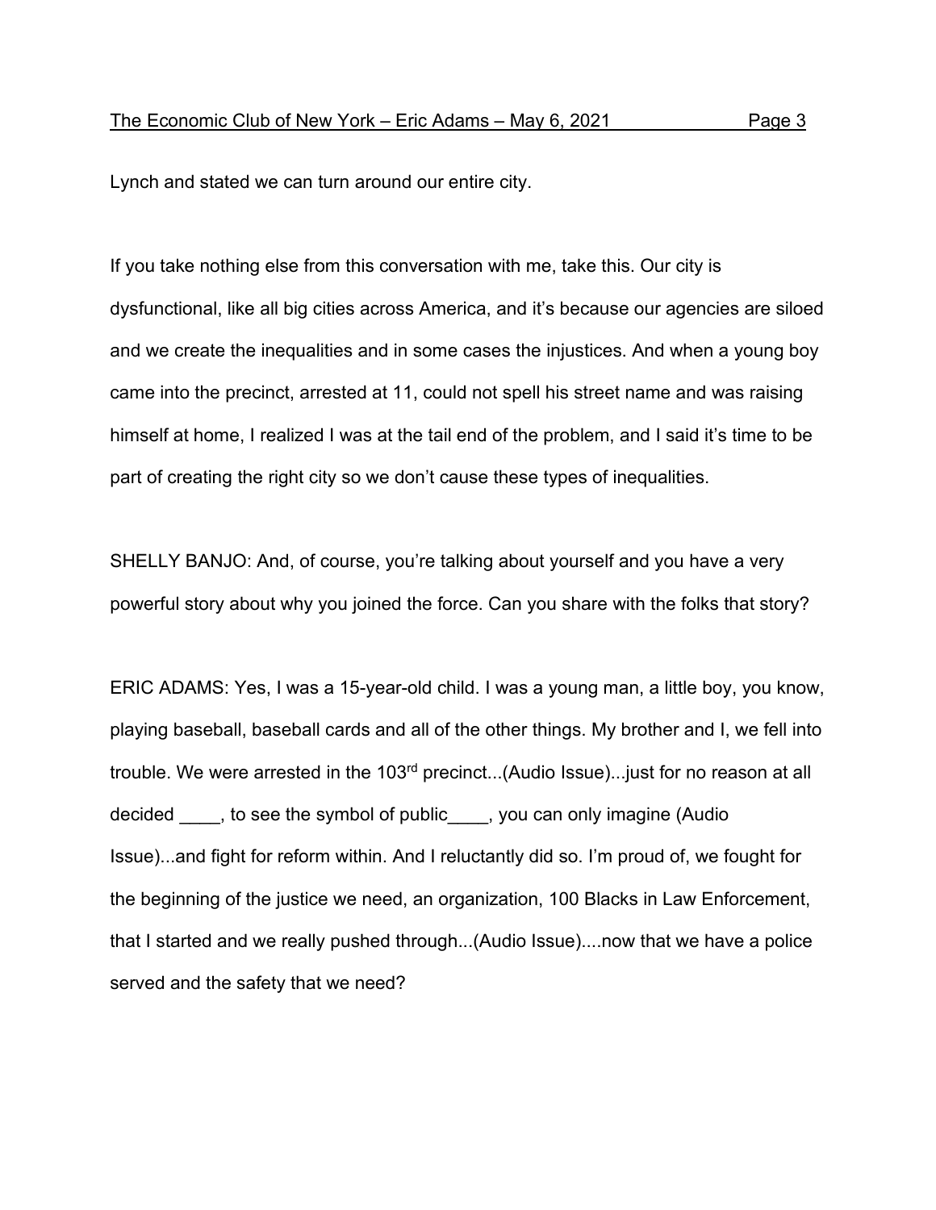Lynch and stated we can turn around our entire city.

If you take nothing else from this conversation with me, take this. Our city is dysfunctional, like all big cities across America, and it's because our agencies are siloed and we create the inequalities and in some cases the injustices. And when a young boy came into the precinct, arrested at 11, could not spell his street name and was raising himself at home, I realized I was at the tail end of the problem, and I said it's time to be part of creating the right city so we don't cause these types of inequalities.

SHELLY BANJO: And, of course, you're talking about yourself and you have a very powerful story about why you joined the force. Can you share with the folks that story?

ERIC ADAMS: Yes, I was a 15-year-old child. I was a young man, a little boy, you know, playing baseball, baseball cards and all of the other things. My brother and I, we fell into trouble. We were arrested in the 103rd precinct...(Audio Issue)...just for no reason at all decided ____, to see the symbol of public____, you can only imagine (Audio Issue)...and fight for reform within. And I reluctantly did so. I'm proud of, we fought for the beginning of the justice we need, an organization, 100 Blacks in Law Enforcement, that I started and we really pushed through...(Audio Issue)....now that we have a police served and the safety that we need?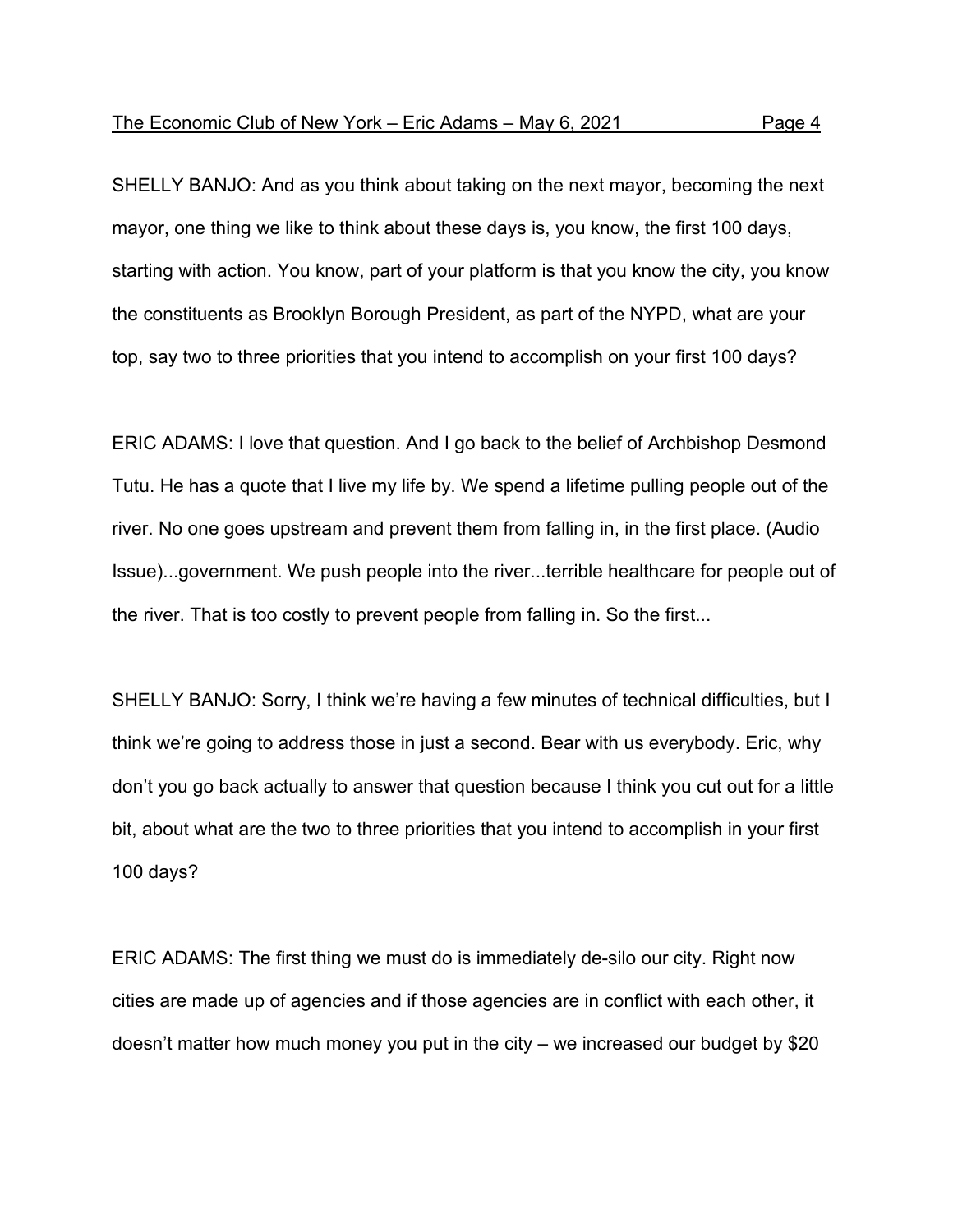SHELLY BANJO: And as you think about taking on the next mayor, becoming the next mayor, one thing we like to think about these days is, you know, the first 100 days, starting with action. You know, part of your platform is that you know the city, you know the constituents as Brooklyn Borough President, as part of the NYPD, what are your top, say two to three priorities that you intend to accomplish on your first 100 days?

ERIC ADAMS: I love that question. And I go back to the belief of Archbishop Desmond Tutu. He has a quote that I live my life by. We spend a lifetime pulling people out of the river. No one goes upstream and prevent them from falling in, in the first place. (Audio Issue)...government. We push people into the river...terrible healthcare for people out of the river. That is too costly to prevent people from falling in. So the first...

SHELLY BANJO: Sorry, I think we're having a few minutes of technical difficulties, but I think we're going to address those in just a second. Bear with us everybody. Eric, why don't you go back actually to answer that question because I think you cut out for a little bit, about what are the two to three priorities that you intend to accomplish in your first 100 days?

ERIC ADAMS: The first thing we must do is immediately de-silo our city. Right now cities are made up of agencies and if those agencies are in conflict with each other, it doesn't matter how much money you put in the city – we increased our budget by $20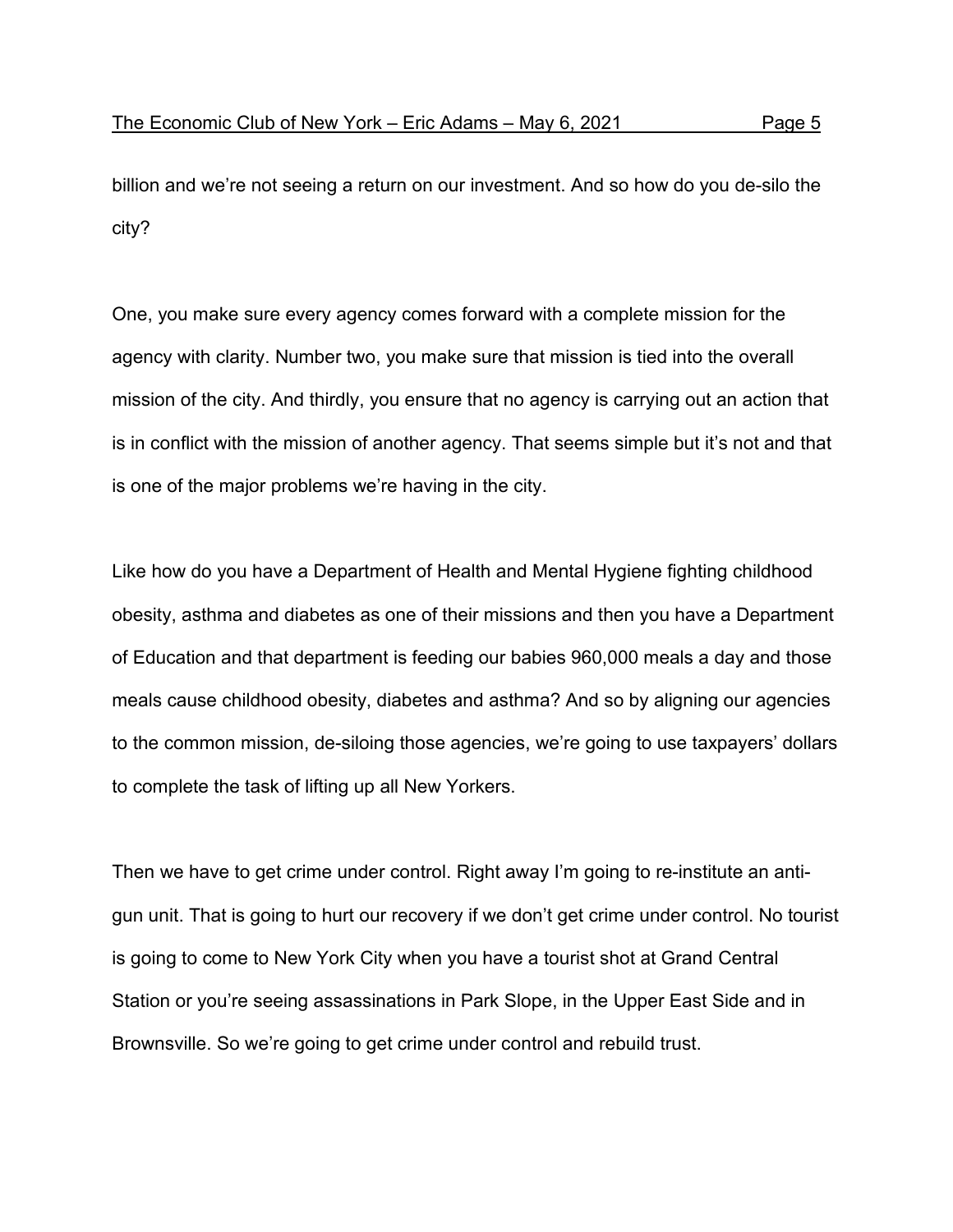billion and we're not seeing a return on our investment. And so how do you de-silo the city?

One, you make sure every agency comes forward with a complete mission for the agency with clarity. Number two, you make sure that mission is tied into the overall mission of the city. And thirdly, you ensure that no agency is carrying out an action that is in conflict with the mission of another agency. That seems simple but it's not and that is one of the major problems we're having in the city.

Like how do you have a Department of Health and Mental Hygiene fighting childhood obesity, asthma and diabetes as one of their missions and then you have a Department of Education and that department is feeding our babies 960,000 meals a day and those meals cause childhood obesity, diabetes and asthma? And so by aligning our agencies to the common mission, de-siloing those agencies, we're going to use taxpayers' dollars to complete the task of lifting up all New Yorkers.

Then we have to get crime under control. Right away I'm going to re-institute an anti-gun unit. That is going to hurt our recovery if we don't get crime under control. No tourist is going to come to New York City when you have a tourist shot at Grand Central Station or you're seeing assassinations in Park Slope, in the Upper East Side and in Brownsville. So we're going to get crime under control and rebuild trust.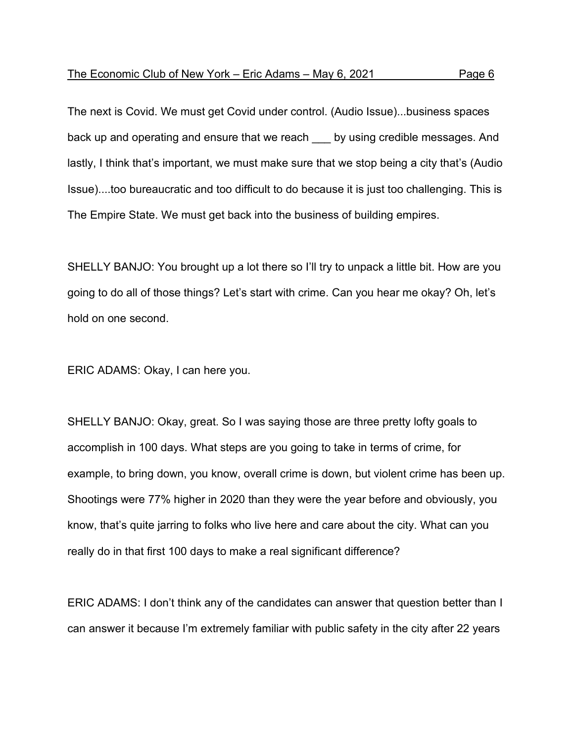The next is Covid. We must get Covid under control. (Audio Issue)...business spaces back up and operating and ensure that we reach ___ by using credible messages. And lastly, I think that's important, we must make sure that we stop being a city that's (Audio Issue)....too bureaucratic and too difficult to do because it is just too challenging. This is The Empire State. We must get back into the business of building empires.

SHELLY BANJO: You brought up a lot there so I'll try to unpack a little bit. How are you going to do all of those things? Let's start with crime. Can you hear me okay? Oh, let's hold on one second.

ERIC ADAMS: Okay, I can here you.

SHELLY BANJO: Okay, great. So I was saying those are three pretty lofty goals to accomplish in 100 days. What steps are you going to take in terms of crime, for example, to bring down, you know, overall crime is down, but violent crime has been up. Shootings were 77% higher in 2020 than they were the year before and obviously, you know, that's quite jarring to folks who live here and care about the city. What can you really do in that first 100 days to make a real significant difference?

ERIC ADAMS: I don't think any of the candidates can answer that question better than I can answer it because I'm extremely familiar with public safety in the city after 22 years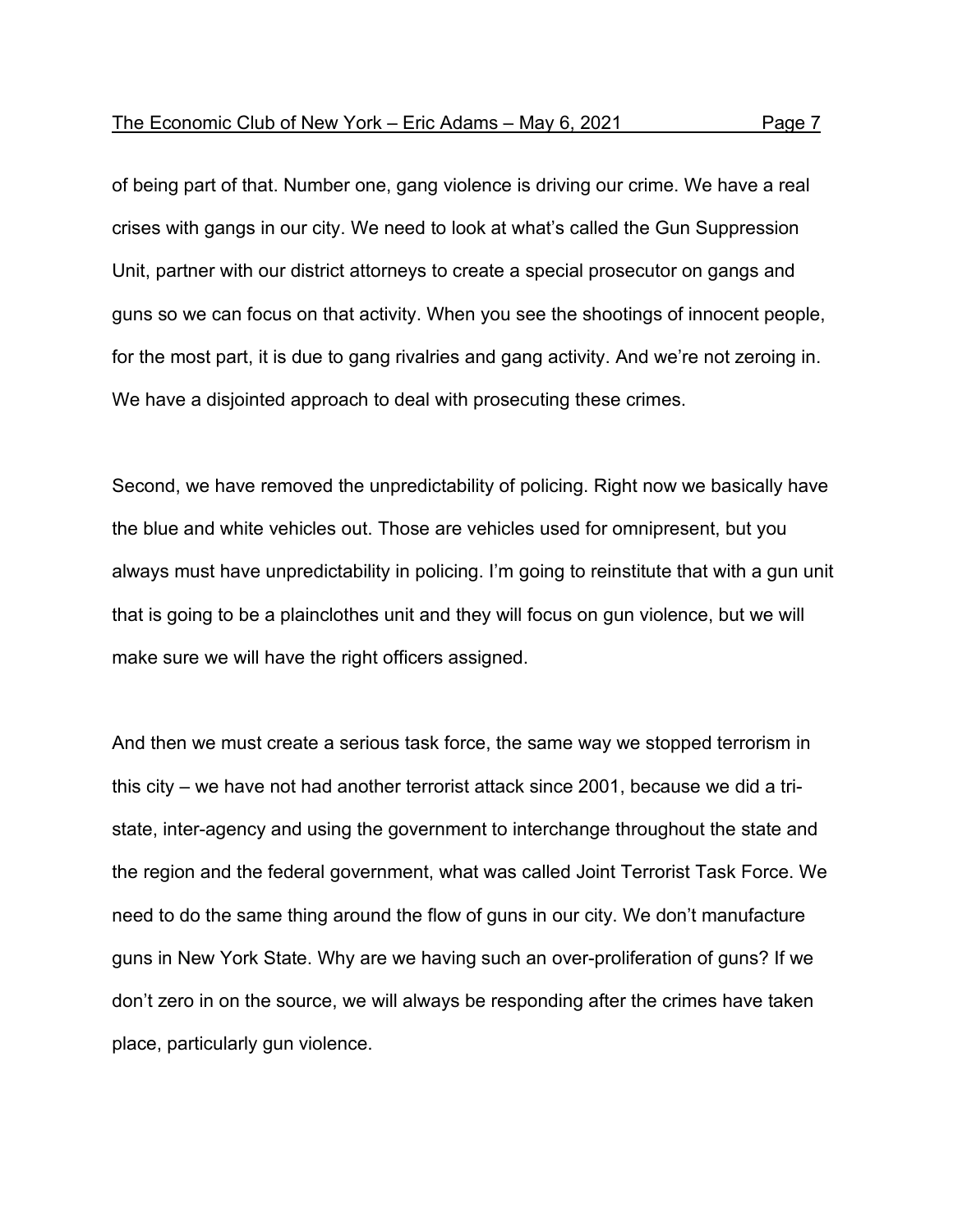of being part of that. Number one, gang violence is driving our crime. We have a real crises with gangs in our city. We need to look at what's called the Gun Suppression Unit, partner with our district attorneys to create a special prosecutor on gangs and guns so we can focus on that activity. When you see the shootings of innocent people, for the most part, it is due to gang rivalries and gang activity. And we're not zeroing in. We have a disjointed approach to deal with prosecuting these crimes.

Second, we have removed the unpredictability of policing. Right now we basically have the blue and white vehicles out. Those are vehicles used for omnipresent, but you always must have unpredictability in policing. I'm going to reinstitute that with a gun unit that is going to be a plainclothes unit and they will focus on gun violence, but we will make sure we will have the right officers assigned.

And then we must create a serious task force, the same way we stopped terrorism in this city – we have not had another terrorist attack since 2001, because we did a tri-state, inter-agency and using the government to interchange throughout the state and the region and the federal government, what was called Joint Terrorist Task Force. We need to do the same thing around the flow of guns in our city. We don't manufacture guns in New York State. Why are we having such an over-proliferation of guns? If we don't zero in on the source, we will always be responding after the crimes have taken place, particularly gun violence.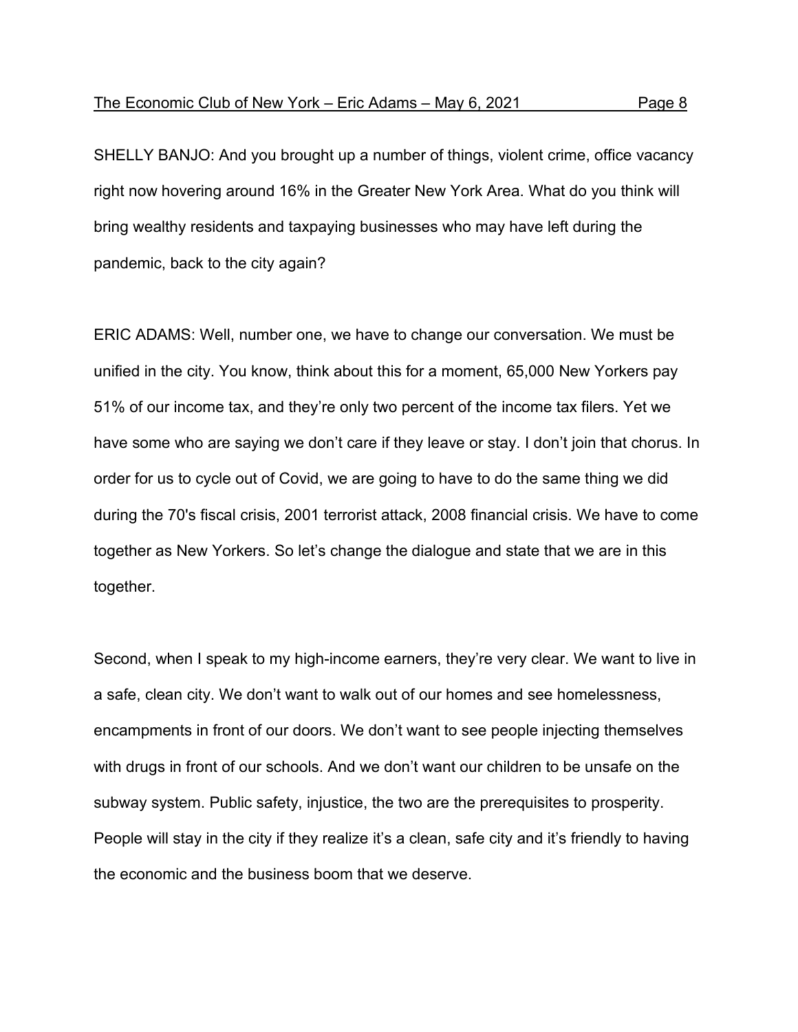SHELLY BANJO: And you brought up a number of things, violent crime, office vacancy right now hovering around 16% in the Greater New York Area. What do you think will bring wealthy residents and taxpaying businesses who may have left during the pandemic, back to the city again?

ERIC ADAMS: Well, number one, we have to change our conversation. We must be unified in the city. You know, think about this for a moment, 65,000 New Yorkers pay 51% of our income tax, and they're only two percent of the income tax filers. Yet we have some who are saying we don't care if they leave or stay. I don't join that chorus. In order for us to cycle out of Covid, we are going to have to do the same thing we did during the 70's fiscal crisis, 2001 terrorist attack, 2008 financial crisis. We have to come together as New Yorkers. So let's change the dialogue and state that we are in this together.

Second, when I speak to my high-income earners, they're very clear. We want to live in a safe, clean city. We don't want to walk out of our homes and see homelessness, encampments in front of our doors. We don't want to see people injecting themselves with drugs in front of our schools. And we don't want our children to be unsafe on the subway system. Public safety, injustice, the two are the prerequisites to prosperity. People will stay in the city if they realize it's a clean, safe city and it's friendly to having the economic and the business boom that we deserve.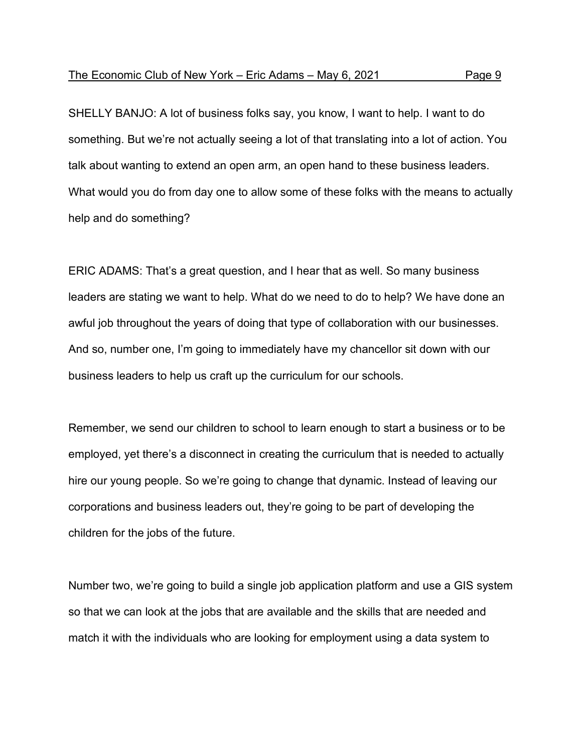SHELLY BANJO: A lot of business folks say, you know, I want to help. I want to do something. But we're not actually seeing a lot of that translating into a lot of action. You talk about wanting to extend an open arm, an open hand to these business leaders. What would you do from day one to allow some of these folks with the means to actually help and do something?

ERIC ADAMS: That's a great question, and I hear that as well. So many business leaders are stating we want to help. What do we need to do to help? We have done an awful job throughout the years of doing that type of collaboration with our businesses. And so, number one, I'm going to immediately have my chancellor sit down with our business leaders to help us craft up the curriculum for our schools.

Remember, we send our children to school to learn enough to start a business or to be employed, yet there's a disconnect in creating the curriculum that is needed to actually hire our young people. So we're going to change that dynamic. Instead of leaving our corporations and business leaders out, they're going to be part of developing the children for the jobs of the future.

Number two, we're going to build a single job application platform and use a GIS system so that we can look at the jobs that are available and the skills that are needed and match it with the individuals who are looking for employment using a data system to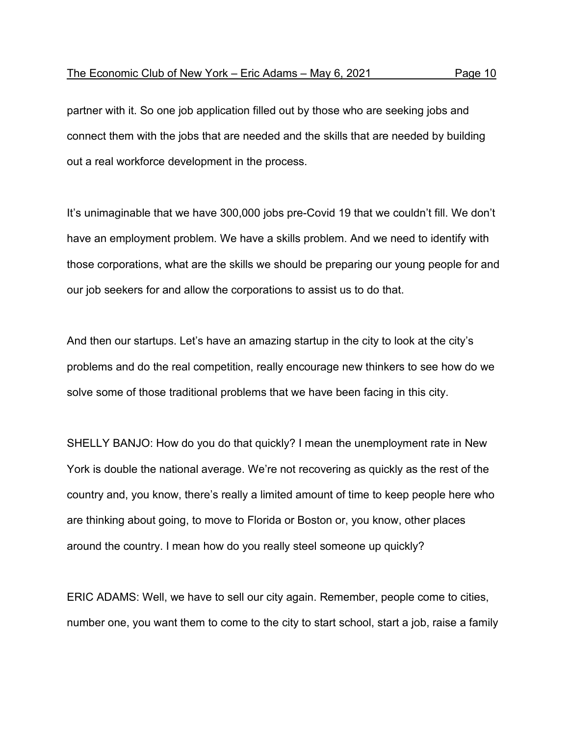partner with it. So one job application filled out by those who are seeking jobs and connect them with the jobs that are needed and the skills that are needed by building out a real workforce development in the process.

It's unimaginable that we have 300,000 jobs pre-Covid 19 that we couldn't fill. We don't have an employment problem. We have a skills problem. And we need to identify with those corporations, what are the skills we should be preparing our young people for and our job seekers for and allow the corporations to assist us to do that.

And then our startups. Let's have an amazing startup in the city to look at the city's problems and do the real competition, really encourage new thinkers to see how do we solve some of those traditional problems that we have been facing in this city.

SHELLY BANJO: How do you do that quickly? I mean the unemployment rate in New York is double the national average. We're not recovering as quickly as the rest of the country and, you know, there's really a limited amount of time to keep people here who are thinking about going, to move to Florida or Boston or, you know, other places around the country. I mean how do you really steel someone up quickly?

ERIC ADAMS: Well, we have to sell our city again. Remember, people come to cities, number one, you want them to come to the city to start school, start a job, raise a family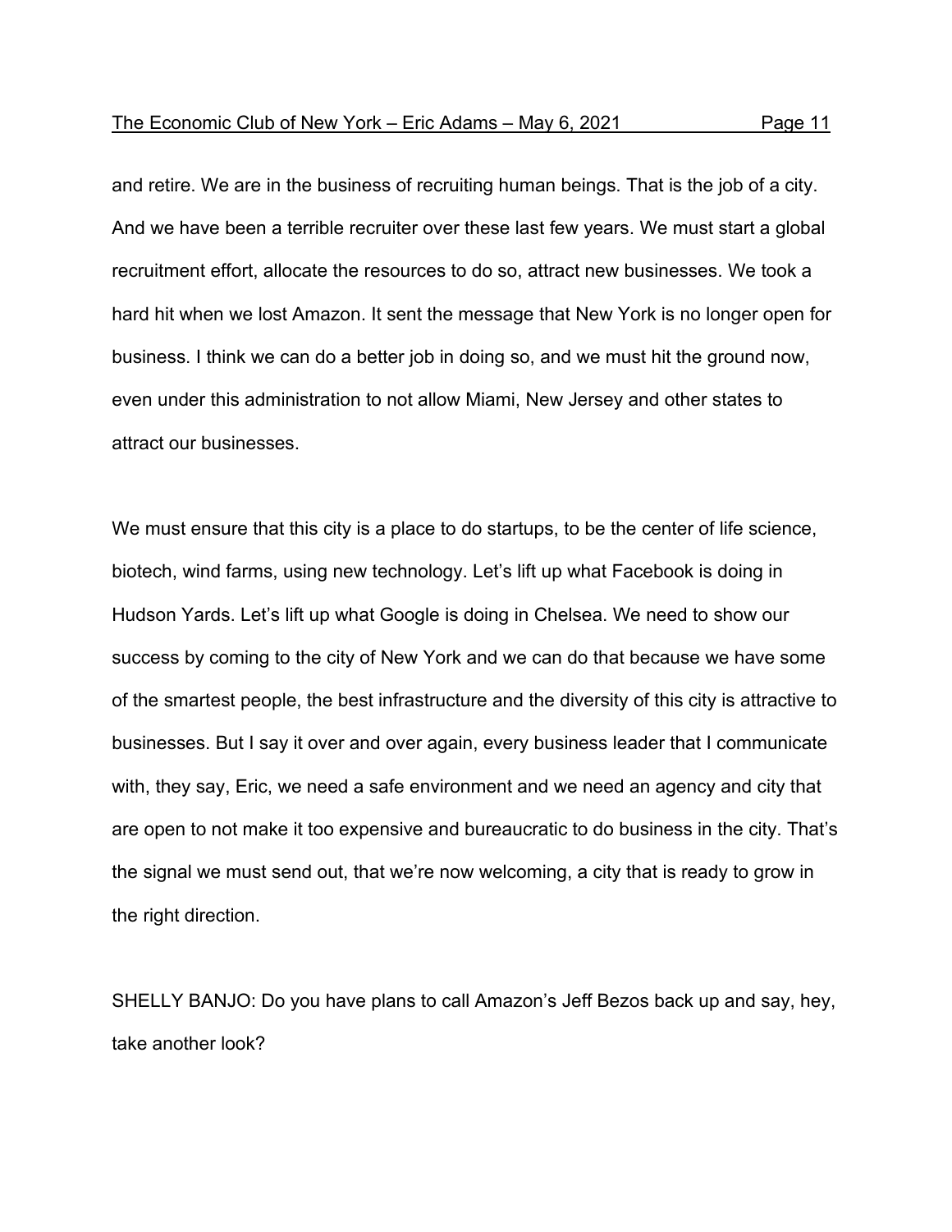and retire. We are in the business of recruiting human beings. That is the job of a city. And we have been a terrible recruiter over these last few years. We must start a global recruitment effort, allocate the resources to do so, attract new businesses. We took a hard hit when we lost Amazon. It sent the message that New York is no longer open for business. I think we can do a better job in doing so, and we must hit the ground now, even under this administration to not allow Miami, New Jersey and other states to attract our businesses.

We must ensure that this city is a place to do startups, to be the center of life science, biotech, wind farms, using new technology. Let's lift up what Facebook is doing in Hudson Yards. Let's lift up what Google is doing in Chelsea. We need to show our success by coming to the city of New York and we can do that because we have some of the smartest people, the best infrastructure and the diversity of this city is attractive to businesses. But I say it over and over again, every business leader that I communicate with, they say, Eric, we need a safe environment and we need an agency and city that are open to not make it too expensive and bureaucratic to do business in the city. That's the signal we must send out, that we're now welcoming, a city that is ready to grow in the right direction.

SHELLY BANJO: Do you have plans to call Amazon's Jeff Bezos back up and say, hey, take another look?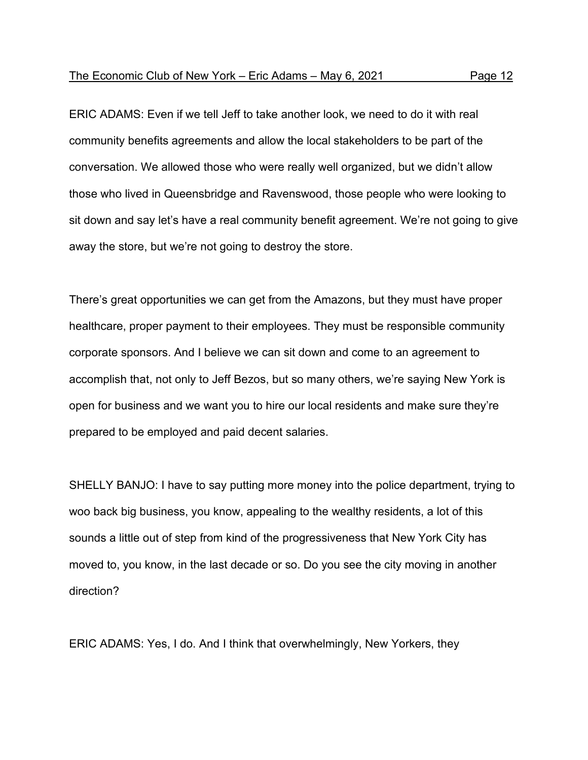ERIC ADAMS: Even if we tell Jeff to take another look, we need to do it with real community benefits agreements and allow the local stakeholders to be part of the conversation. We allowed those who were really well organized, but we didn't allow those who lived in Queensbridge and Ravenswood, those people who were looking to sit down and say let's have a real community benefit agreement. We're not going to give away the store, but we're not going to destroy the store.

There's great opportunities we can get from the Amazons, but they must have proper healthcare, proper payment to their employees. They must be responsible community corporate sponsors. And I believe we can sit down and come to an agreement to accomplish that, not only to Jeff Bezos, but so many others, we're saying New York is open for business and we want you to hire our local residents and make sure they're prepared to be employed and paid decent salaries.

SHELLY BANJO: I have to say putting more money into the police department, trying to woo back big business, you know, appealing to the wealthy residents, a lot of this sounds a little out of step from kind of the progressiveness that New York City has moved to, you know, in the last decade or so. Do you see the city moving in another direction?

ERIC ADAMS: Yes, I do. And I think that overwhelmingly, New Yorkers, they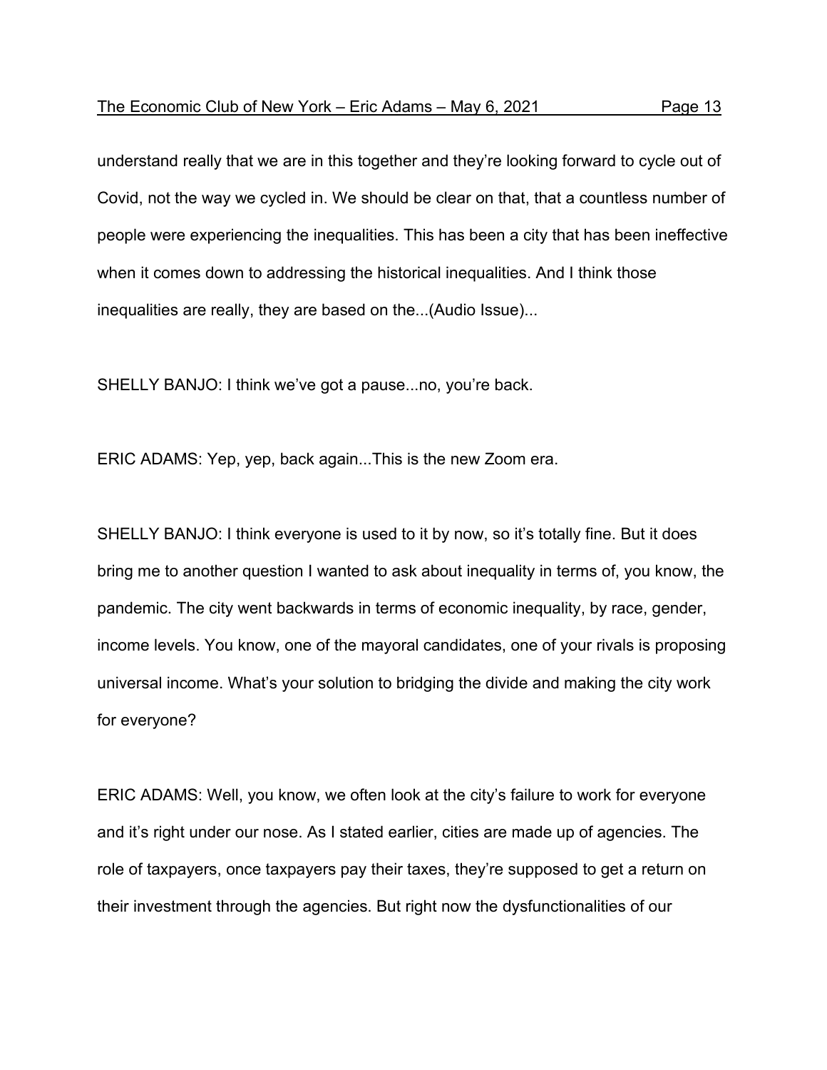understand really that we are in this together and they're looking forward to cycle out of Covid, not the way we cycled in. We should be clear on that, that a countless number of people were experiencing the inequalities. This has been a city that has been ineffective when it comes down to addressing the historical inequalities. And I think those inequalities are really, they are based on the...(Audio Issue)...

SHELLY BANJO: I think we've got a pause...no, you're back.

ERIC ADAMS: Yep, yep, back again...This is the new Zoom era.

SHELLY BANJO: I think everyone is used to it by now, so it's totally fine. But it does bring me to another question I wanted to ask about inequality in terms of, you know, the pandemic. The city went backwards in terms of economic inequality, by race, gender, income levels. You know, one of the mayoral candidates, one of your rivals is proposing universal income. What's your solution to bridging the divide and making the city work for everyone?

ERIC ADAMS: Well, you know, we often look at the city's failure to work for everyone and it's right under our nose. As I stated earlier, cities are made up of agencies. The role of taxpayers, once taxpayers pay their taxes, they're supposed to get a return on their investment through the agencies. But right now the dysfunctionalities of our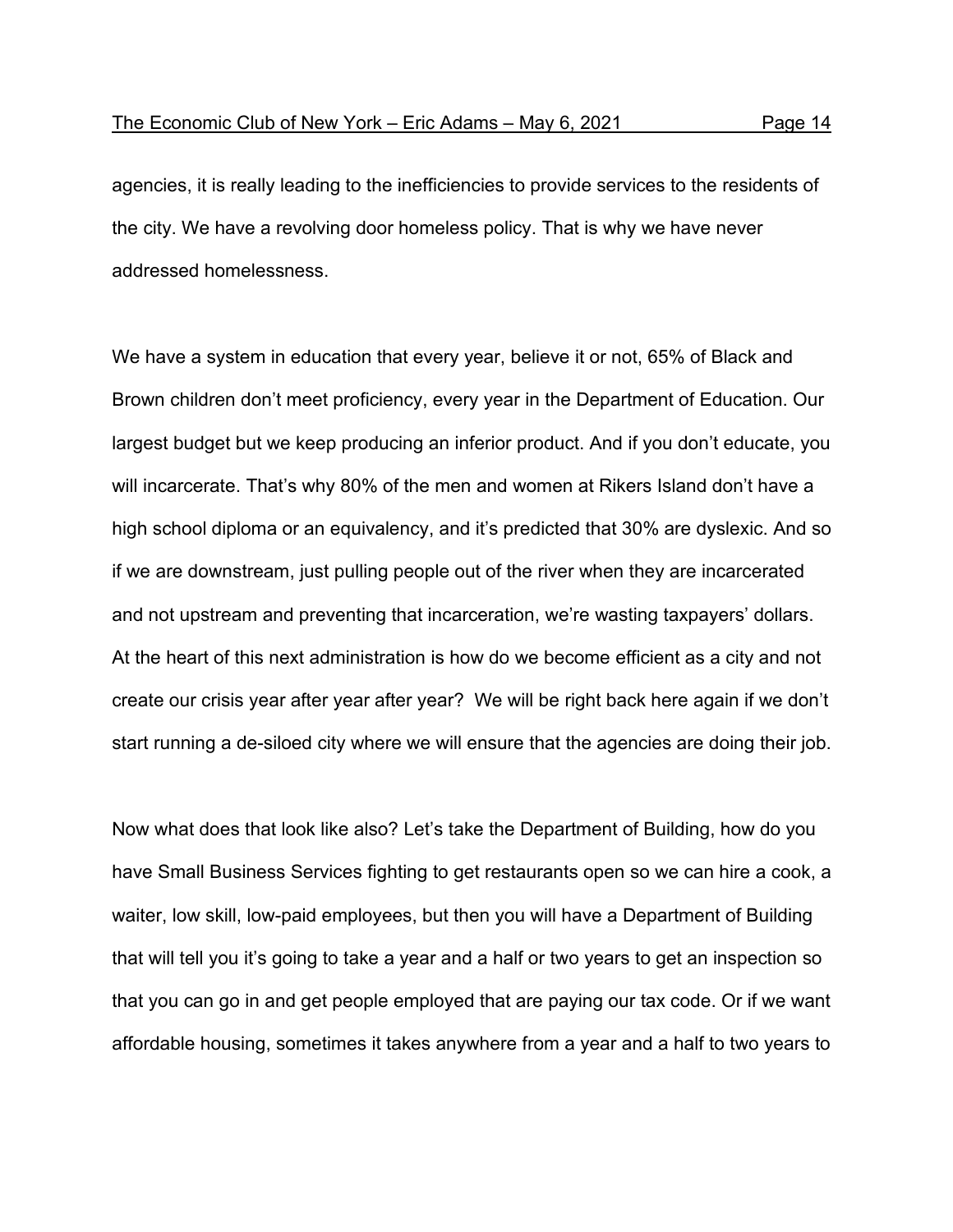agencies, it is really leading to the inefficiencies to provide services to the residents of the city. We have a revolving door homeless policy. That is why we have never addressed homelessness.

We have a system in education that every year, believe it or not, 65% of Black and Brown children don't meet proficiency, every year in the Department of Education. Our largest budget but we keep producing an inferior product. And if you don't educate, you will incarcerate. That's why 80% of the men and women at Rikers Island don't have a high school diploma or an equivalency, and it's predicted that 30% are dyslexic. And so if we are downstream, just pulling people out of the river when they are incarcerated and not upstream and preventing that incarceration, we're wasting taxpayers' dollars. At the heart of this next administration is how do we become efficient as a city and not create our crisis year after year after year? We will be right back here again if we don't start running a de-siloed city where we will ensure that the agencies are doing their job.

Now what does that look like also? Let's take the Department of Building, how do you have Small Business Services fighting to get restaurants open so we can hire a cook, a waiter, low skill, low-paid employees, but then you will have a Department of Building that will tell you it's going to take a year and a half or two years to get an inspection so that you can go in and get people employed that are paying our tax code. Or if we want affordable housing, sometimes it takes anywhere from a year and a half to two years to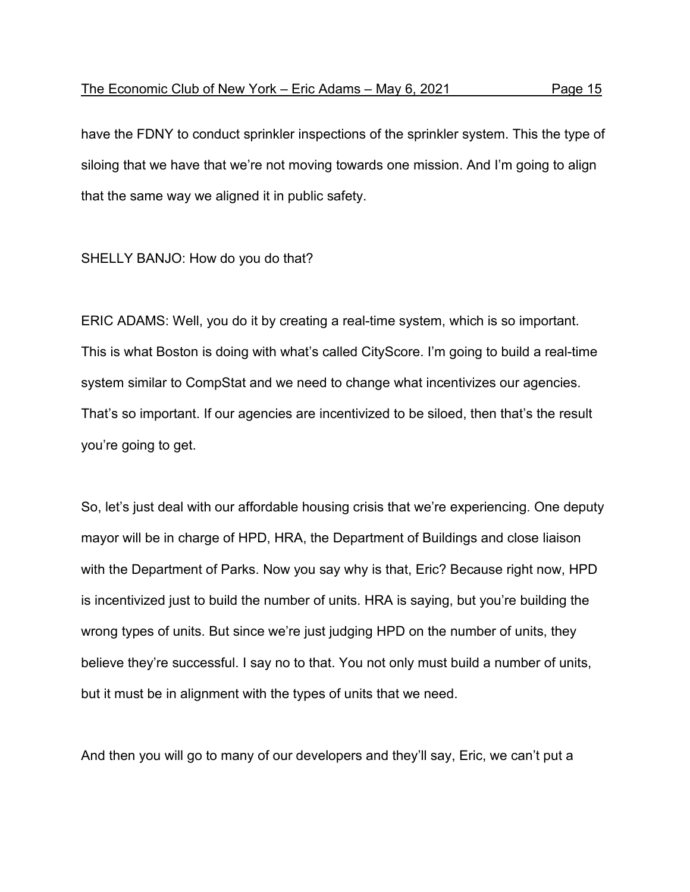have the FDNY to conduct sprinkler inspections of the sprinkler system. This the type of siloing that we have that we're not moving towards one mission. And I'm going to align that the same way we aligned it in public safety.

SHELLY BANJO: How do you do that?

ERIC ADAMS: Well, you do it by creating a real-time system, which is so important. This is what Boston is doing with what's called CityScore. I'm going to build a real-time system similar to CompStat and we need to change what incentivizes our agencies. That's so important. If our agencies are incentivized to be siloed, then that's the result you're going to get.

So, let's just deal with our affordable housing crisis that we're experiencing. One deputy mayor will be in charge of HPD, HRA, the Department of Buildings and close liaison with the Department of Parks. Now you say why is that, Eric? Because right now, HPD is incentivized just to build the number of units. HRA is saying, but you're building the wrong types of units. But since we're just judging HPD on the number of units, they believe they're successful. I say no to that. You not only must build a number of units, but it must be in alignment with the types of units that we need.

And then you will go to many of our developers and they'll say, Eric, we can't put a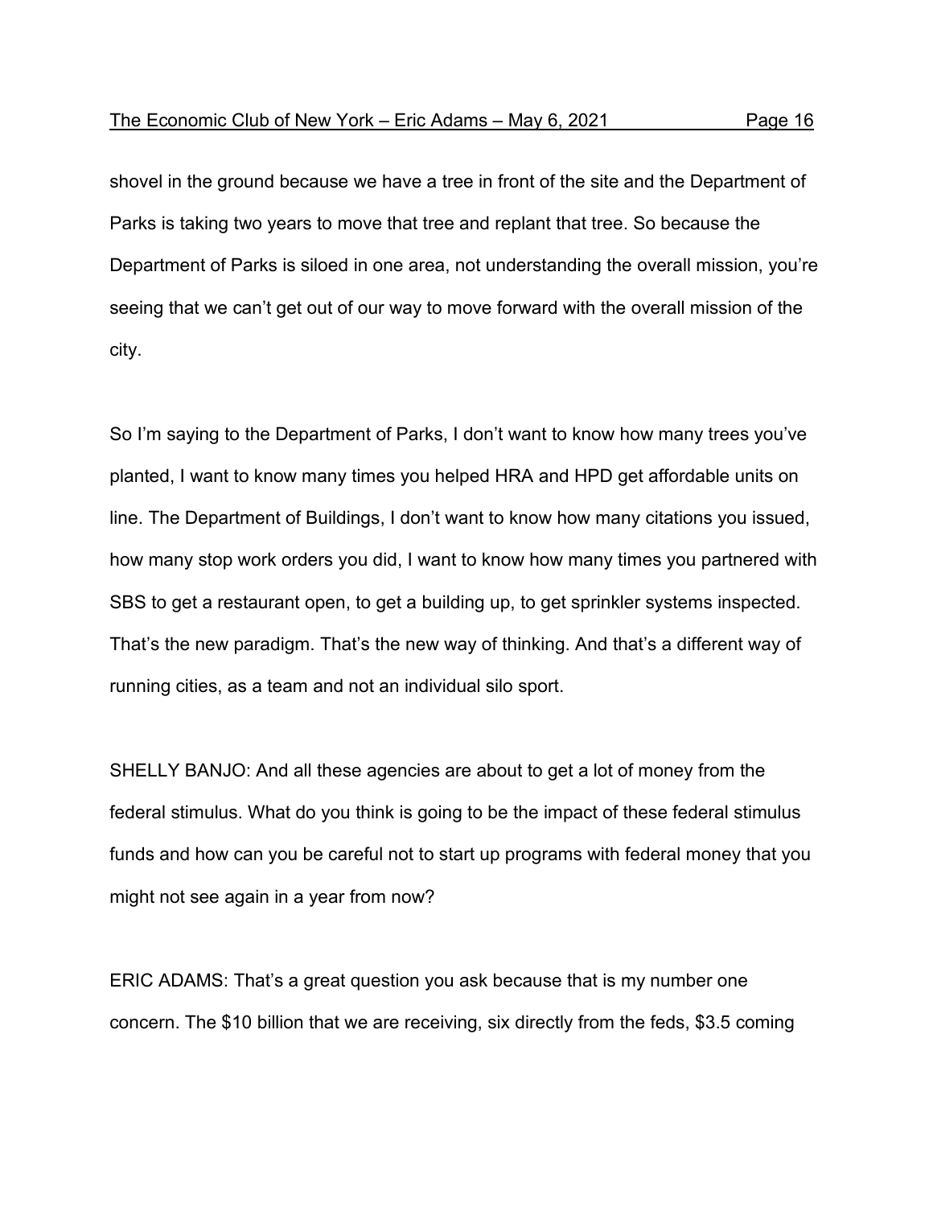shovel in the ground because we have a tree in front of the site and the Department of Parks is taking two years to move that tree and replant that tree. So because the Department of Parks is siloed in one area, not understanding the overall mission, you're seeing that we can't get out of our way to move forward with the overall mission of the city.

So I'm saying to the Department of Parks, I don't want to know how many trees you've planted, I want to know many times you helped HRA and HPD get affordable units on line. The Department of Buildings, I don't want to know how many citations you issued, how many stop work orders you did, I want to know how many times you partnered with SBS to get a restaurant open, to get a building up, to get sprinkler systems inspected. That's the new paradigm. That's the new way of thinking. And that's a different way of running cities, as a team and not an individual silo sport.

SHELLY BANJO: And all these agencies are about to get a lot of money from the federal stimulus. What do you think is going to be the impact of these federal stimulus funds and how can you be careful not to start up programs with federal money that you might not see again in a year from now?

ERIC ADAMS: That's a great question you ask because that is my number one concern. The $10 billion that we are receiving, six directly from the feds, $3.5 coming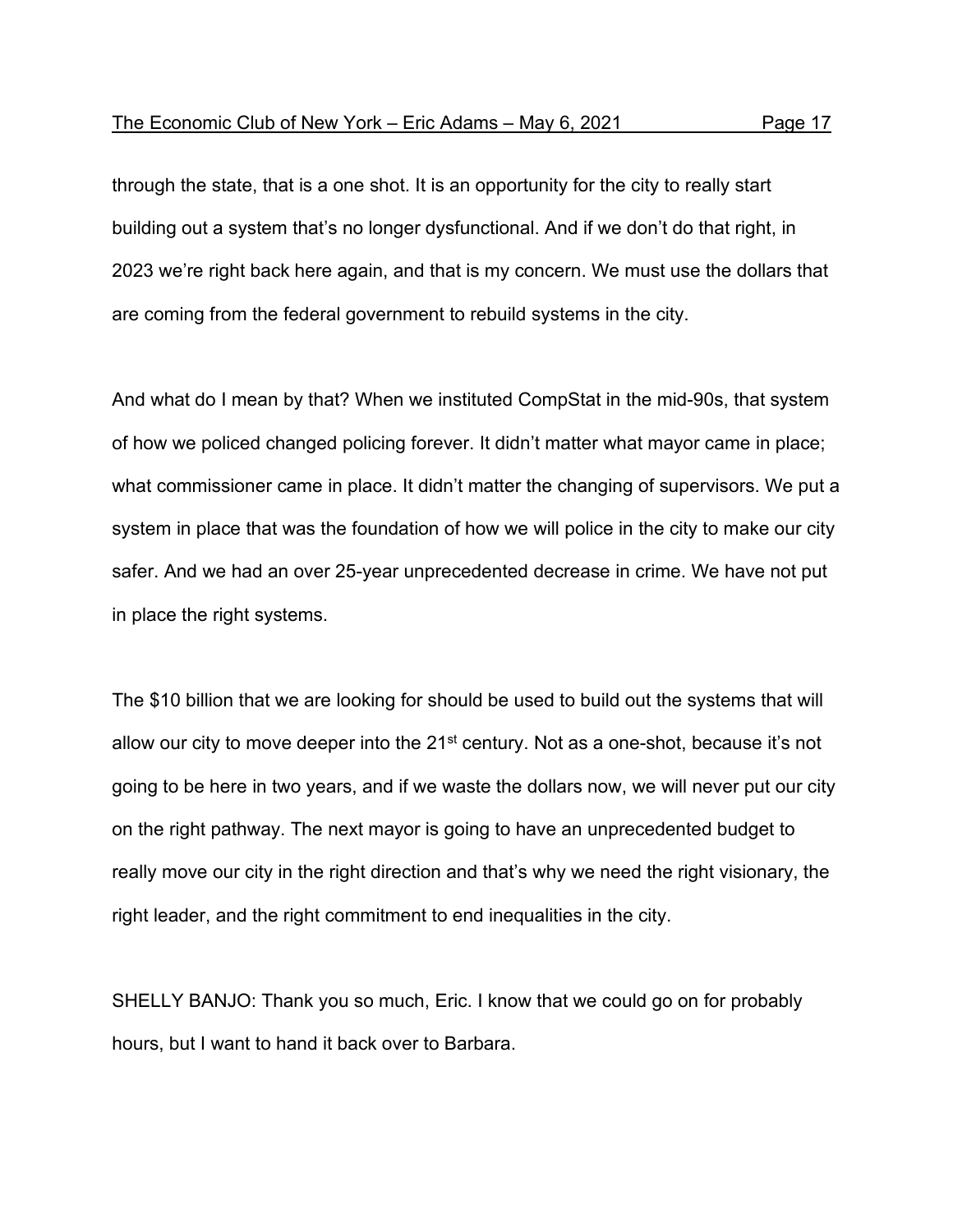through the state, that is a one shot. It is an opportunity for the city to really start building out a system that's no longer dysfunctional. And if we don't do that right, in 2023 we're right back here again, and that is my concern. We must use the dollars that are coming from the federal government to rebuild systems in the city.

And what do I mean by that? When we instituted CompStat in the mid-90s, that system of how we policed changed policing forever. It didn't matter what mayor came in place; what commissioner came in place. It didn't matter the changing of supervisors. We put a system in place that was the foundation of how we will police in the city to make our city safer. And we had an over 25-year unprecedented decrease in crime. We have not put in place the right systems.

The $10 billion that we are looking for should be used to build out the systems that will allow our city to move deeper into the 21st century. Not as a one-shot, because it's not going to be here in two years, and if we waste the dollars now, we will never put our city on the right pathway. The next mayor is going to have an unprecedented budget to really move our city in the right direction and that's why we need the right visionary, the right leader, and the right commitment to end inequalities in the city.

SHELLY BANJO: Thank you so much, Eric. I know that we could go on for probably hours, but I want to hand it back over to Barbara.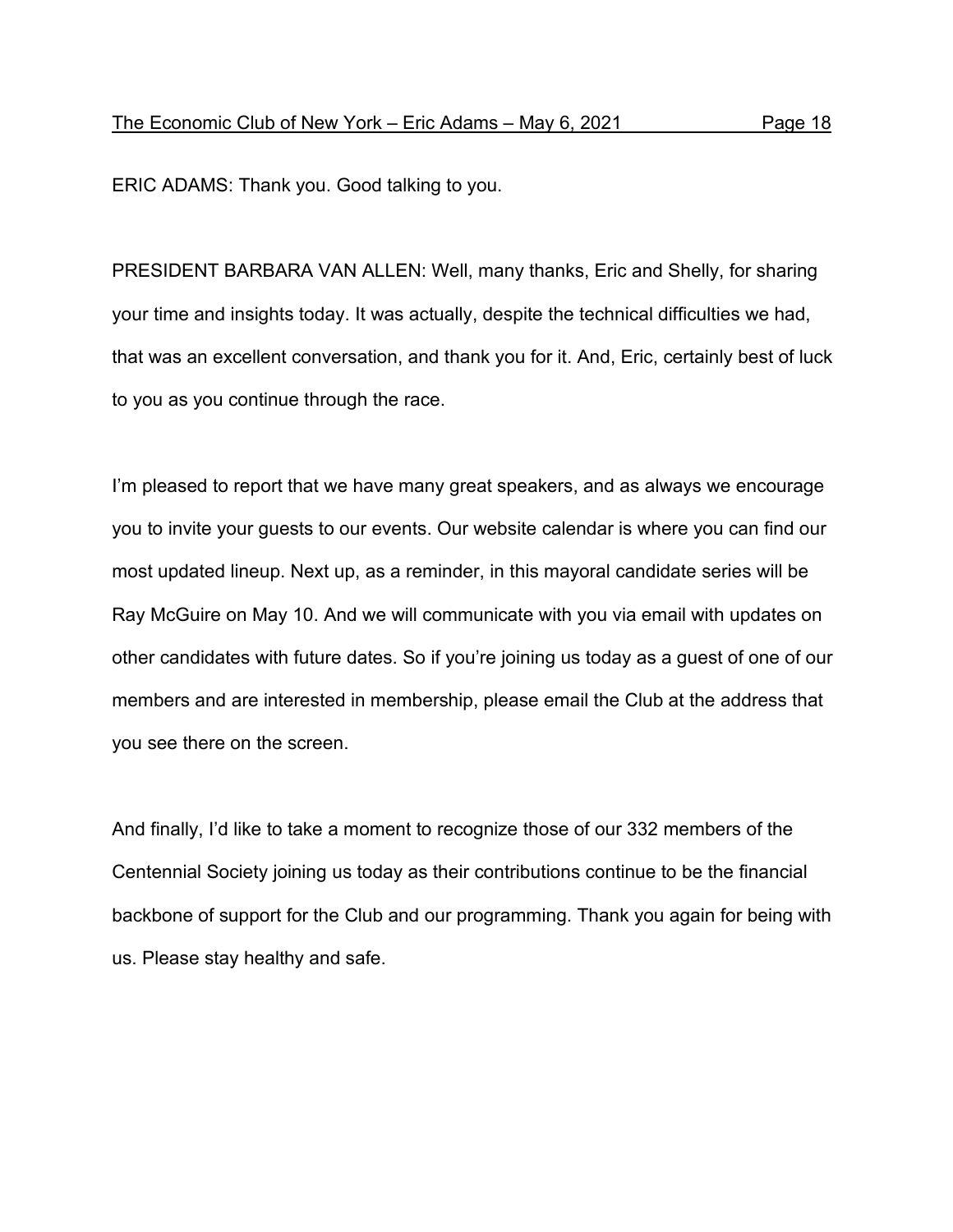ERIC ADAMS: Thank you. Good talking to you.

PRESIDENT BARBARA VAN ALLEN: Well, many thanks, Eric and Shelly, for sharing your time and insights today. It was actually, despite the technical difficulties we had, that was an excellent conversation, and thank you for it. And, Eric, certainly best of luck to you as you continue through the race.

I'm pleased to report that we have many great speakers, and as always we encourage you to invite your guests to our events. Our website calendar is where you can find our most updated lineup. Next up, as a reminder, in this mayoral candidate series will be Ray McGuire on May 10. And we will communicate with you via email with updates on other candidates with future dates. So if you're joining us today as a guest of one of our members and are interested in membership, please email the Club at the address that you see there on the screen.

And finally, I'd like to take a moment to recognize those of our 332 members of the Centennial Society joining us today as their contributions continue to be the financial backbone of support for the Club and our programming. Thank you again for being with us. Please stay healthy and safe.